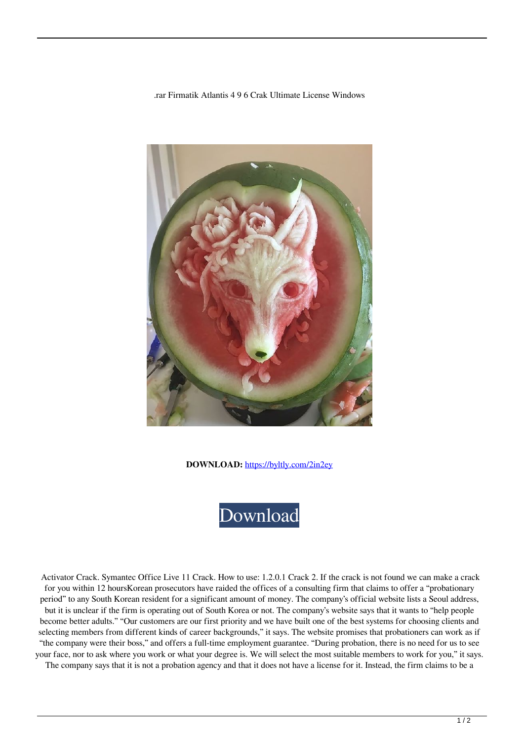.rar Firmatik Atlantis 4 9 6 Crak Ultimate License Windows

**DOWNLOAD:** https://byltly.com/2in2ey

Download

Activator Crack. Symantec Office Live 11 Crack. How to use: 1.2.0.1 Crack 2. If the crack is not found we can make a crack for you within 12 hoursKorean prosecutors have raided the offices of a consulting firm that claims to offer a "probationary period" to any South Korean resident for a significant amount of money. The company's official website lists a Seoul address, but it is unclear if the firm is operating out of South Korea or not. The company's website says that it wants to "help people become better adults." "Our customers are our first priority and we have built one of the best systems for choosing clients and selecting members from different kinds of career backgrounds," it says. The website promises that probationers can work as if "the company were their boss," and offers a full-time employment guarantee. "During probation, there is no need for us to see your face, nor to ask where you work or what your degree is. We will select the most suitable members to work for you," it says. The company says that it is not a probation agency and that it does not have a license for it. Instead, the firm claims to be a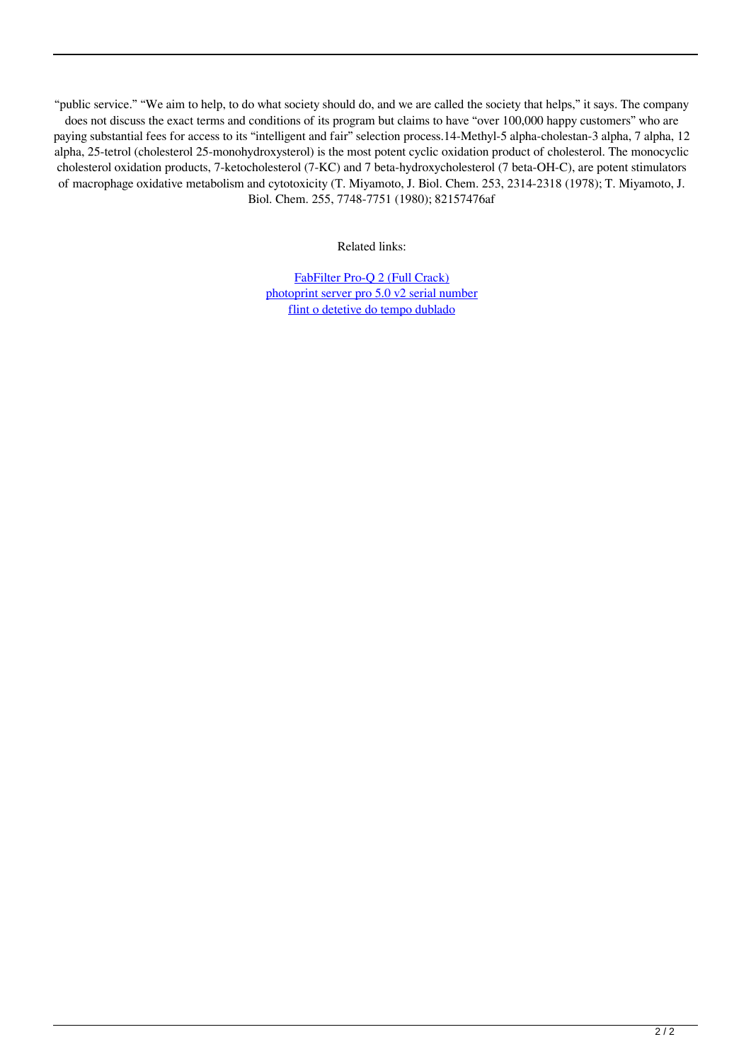"public service." "We aim to help, to do what society should do, and we are called the society that helps," it says. The company does not discuss the exact terms and conditions of its program but claims to have "over 100,000 happy customers" who are paying substantial fees for access to its "intelligent and fair" selection process.14-Methyl-5 alpha-cholestan-3 alpha, 7 alpha, 12 alpha, 25-tetrol (cholesterol 25-monohydroxysterol) is the most potent cyclic oxidation product of cholesterol. The monocyclic cholesterol oxidation products, 7-ketocholesterol (7-KC) and 7 beta-hydroxycholesterol (7 beta-OH-C), are potent stimulators of macrophage oxidative metabolism and cytotoxicity (T. Miyamoto, J. Biol. Chem. 253, 2314-2318 (1978); T. Miyamoto, J. Biol. Chem. 255, 7748-7751 (1980); 82157476af

Related links:

FabFilter Pro-Q 2 (Full Crack)
photoprint server pro 5.0 v2 serial number
flint o detetive do tempo dublado